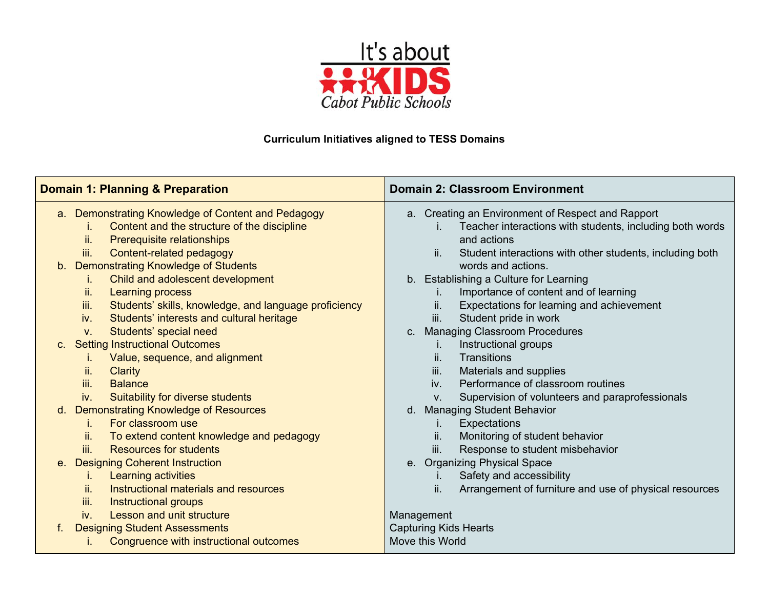It's about KIDS

Cabot Public Schools

**Curriculum Initiatives aligned to TESS Domains**

| **Domain 1: Planning & Preparation** | **Domain 2: Classroom Environment** |
|---|---|
| a. Demonstrating Knowledge of Content and Pedagogy<br>i. Content and the structure of the discipline<br>ii. Prerequisite relationships<br>iii. Content-related pedagogy<br>b. Demonstrating Knowledge of Students<br>i. Child and adolescent development<br>ii. Learning process<br>iii. Students' skills, knowledge, and language proficiency<br>iv. Students' interests and cultural heritage<br>v. Students' special need<br>c. Setting Instructional Outcomes<br>i. Value, sequence, and alignment<br>ii. Clarity<br>iii. Balance<br>iv. Suitability for diverse students<br>d. Demonstrating Knowledge of Resources<br>i. For classroom use<br>ii. To extend content knowledge and pedagogy<br>iii. Resources for students<br>e. Designing Coherent Instruction<br>i. Learning activities<br>ii. Instructional materials and resources<br>iii. Instructional groups<br>iv. Lesson and unit structure<br>f. Designing Student Assessments<br>i. Congruence with instructional outcomes | a. Creating an Environment of Respect and Rapport<br>i. Teacher interactions with students, including both words and actions<br>ii. Student interactions with other students, including both words and actions.<br>b. Establishing a Culture for Learning<br>i. Importance of content and of learning<br>ii. Expectations for learning and achievement<br>iii. Student pride in work<br>c. Managing Classroom Procedures<br>i. Instructional groups<br>ii. Transitions<br>iii. Materials and supplies<br>iv. Performance of classroom routines<br>v. Supervision of volunteers and paraprofessionals<br>d. Managing Student Behavior<br>i. Expectations<br>ii. Monitoring of student behavior<br>iii. Response to student misbehavior<br>e. Organizing Physical Space<br>i. Safety and accessibility<br>ii. Arrangement of furniture and use of physical resources<br><br>Management<br>Capturing Kids Hearts<br>Move this World |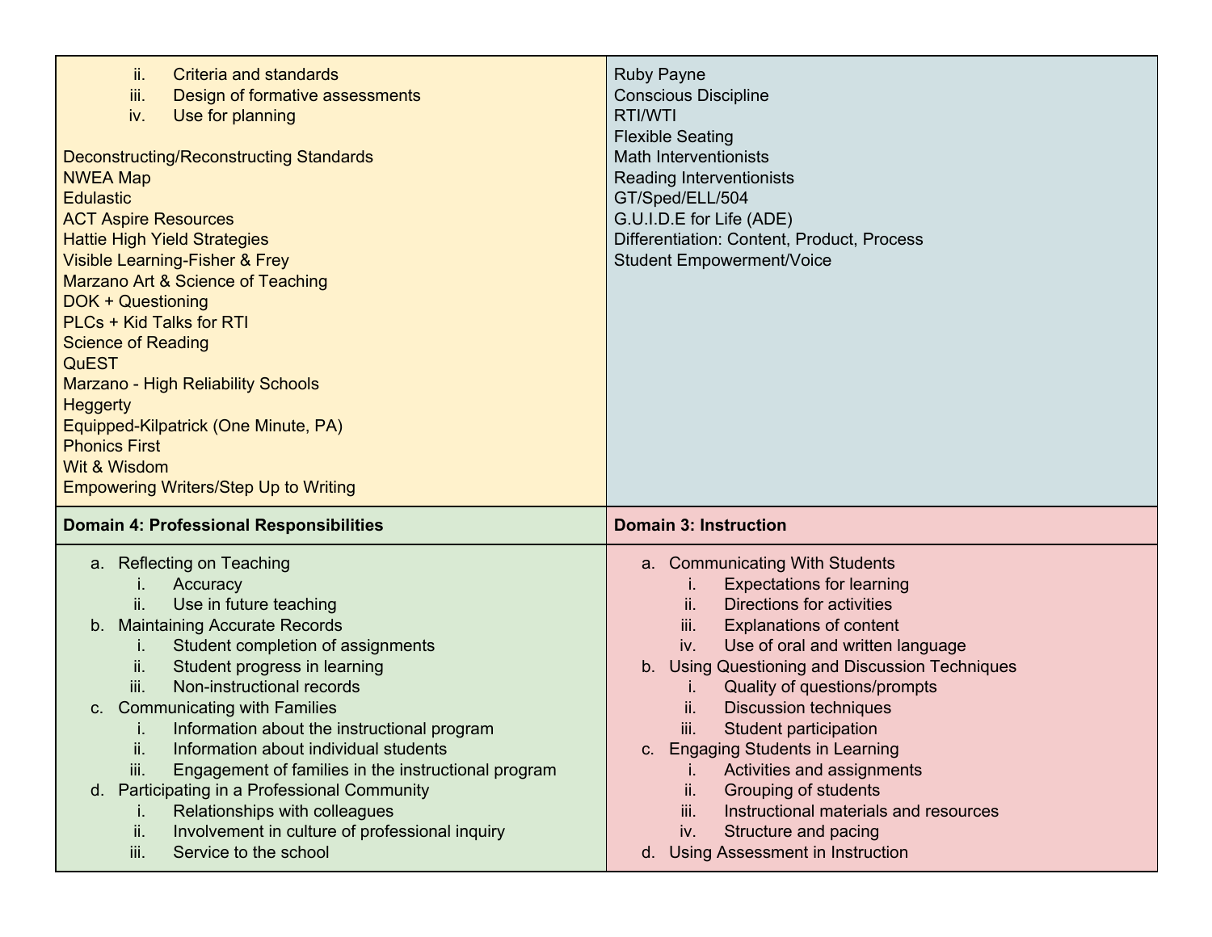|   |   |
|---|---|
| ii. Criteria and standards<br>iii. Design of formative assessments<br>iv. Use for planning<br><br>Deconstructing/Reconstructing Standards<br>NWEA Map<br>Edulastic<br>ACT Aspire Resources<br>Hattie High Yield Strategies<br>Visible Learning-Fisher & Frey<br>Marzano Art & Science of Teaching<br>DOK + Questioning<br>PLCs + Kid Talks for RTI<br>Science of Reading<br>QuEST<br>Marzano - High Reliability Schools<br>Heggerty<br>Equipped-Kilpatrick (One Minute, PA)<br>Phonics First<br>Wit & Wisdom<br>Empowering Writers/Step Up to Writing | Ruby Payne<br>Conscious Discipline<br>RTI/WTI<br>Flexible Seating<br>Math Interventionists<br>Reading Interventionists<br>GT/Sped/ELL/504<br>G.U.I.D.E for Life (ADE)<br>Differentiation: Content, Product, Process<br>Student Empowerment/Voice |
| **Domain 4: Professional Responsibilities** | **Domain 3: Instruction** |
| a. Reflecting on Teaching<br>i. Accuracy<br>ii. Use in future teaching<br>b. Maintaining Accurate Records<br>i. Student completion of assignments<br>ii. Student progress in learning<br>iii. Non-instructional records<br>c. Communicating with Families<br>i. Information about the instructional program<br>ii. Information about individual students<br>iii. Engagement of families in the instructional program<br>d. Participating in a Professional Community<br>i. Relationships with colleagues<br>ii. Involvement in culture of professional inquiry<br>iii. Service to the school | a. Communicating With Students<br>i. Expectations for learning<br>ii. Directions for activities<br>iii. Explanations of content<br>iv. Use of oral and written language<br>b. Using Questioning and Discussion Techniques<br>i. Quality of questions/prompts<br>ii. Discussion techniques<br>iii. Student participation<br>c. Engaging Students in Learning<br>i. Activities and assignments<br>ii. Grouping of students<br>iii. Instructional materials and resources<br>iv. Structure and pacing<br>d. Using Assessment in Instruction |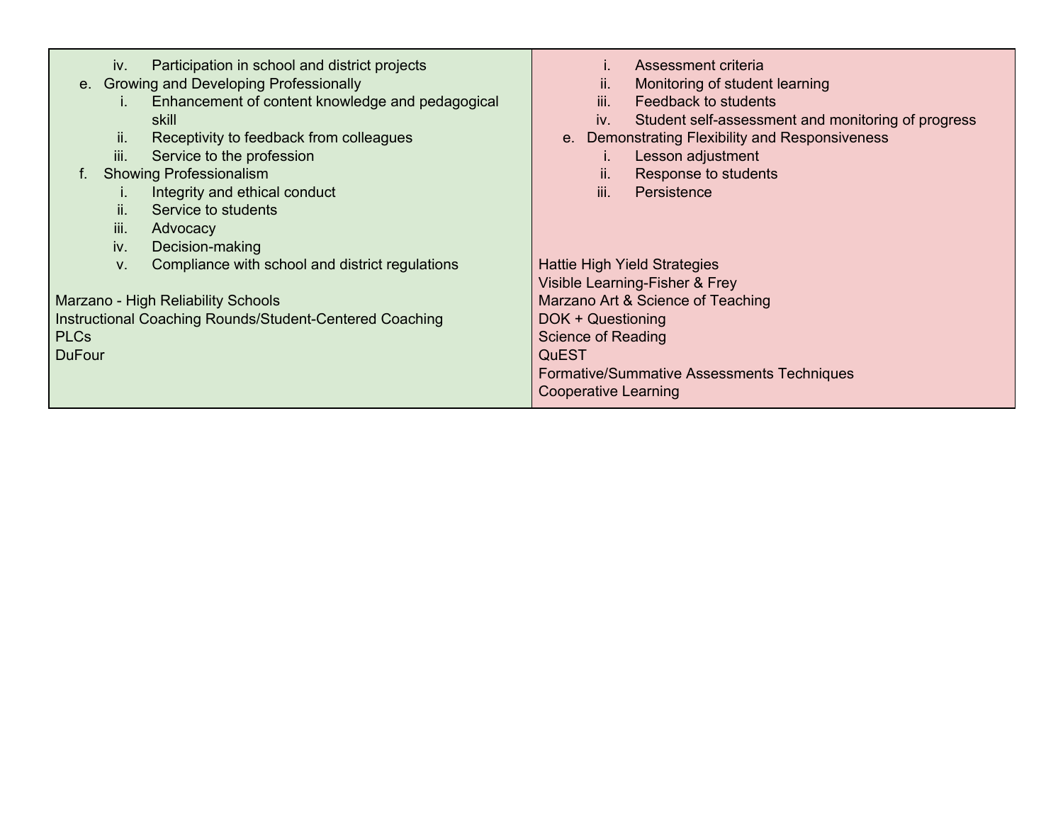| | |
|---|---|
| iv. Participation in school and district projects<br>e. Growing and Developing Professionally<br>i. Enhancement of content knowledge and pedagogical skill<br>ii. Receptivity to feedback from colleagues<br>iii. Service to the profession<br>f. Showing Professionalism<br>i. Integrity and ethical conduct<br>ii. Service to students<br>iii. Advocacy<br>iv. Decision-making<br>v. Compliance with school and district regulations<br><br>Marzano - High Reliability Schools<br>Instructional Coaching Rounds/Student-Centered Coaching<br>PLCs<br>DuFour | i. Assessment criteria<br>ii. Monitoring of student learning<br>iii. Feedback to students<br>iv. Student self-assessment and monitoring of progress<br>e. Demonstrating Flexibility and Responsiveness<br>i. Lesson adjustment<br>ii. Response to students<br>iii. Persistence<br><br>Hattie High Yield Strategies<br>Visible Learning-Fisher & Frey<br>Marzano Art & Science of Teaching<br>DOK + Questioning<br>Science of Reading<br>QuEST<br>Formative/Summative Assessments Techniques<br>Cooperative Learning |